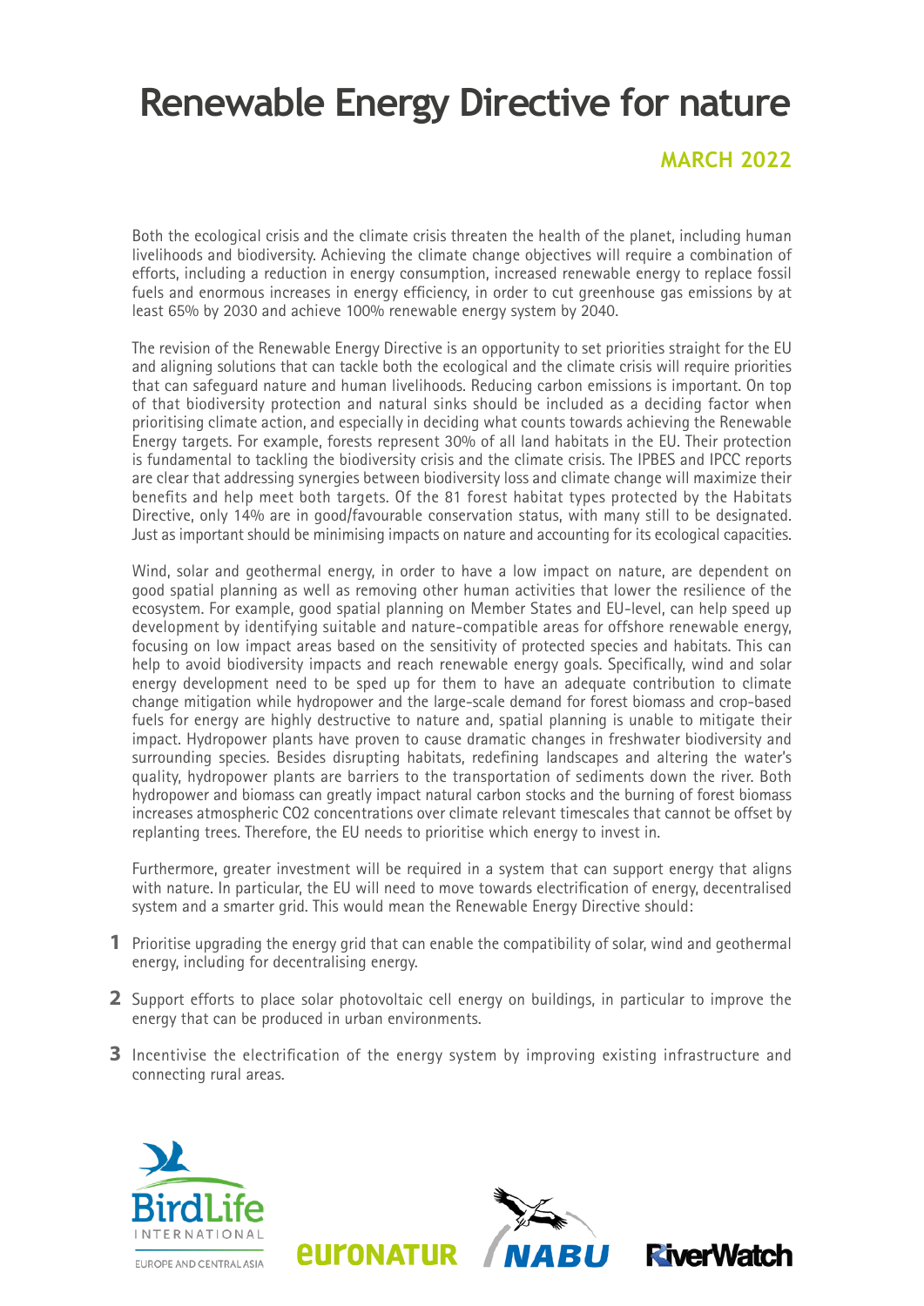# Renewable Energy Directive for nature

**MARCH 2022**

Both the ecological crisis and the climate crisis threaten the health of the planet, including human livelihoods and biodiversity. Achieving the climate change objectives will require a combination of efforts, including a reduction in energy consumption, increased renewable energy to replace fossil fuels and enormous increases in energy efficiency, in order to cut greenhouse gas emissions by at least 65% by 2030 and achieve 100% renewable energy system by 2040.

The revision of the Renewable Energy Directive is an opportunity to set priorities straight for the EU and aligning solutions that can tackle both the ecological and the climate crisis will require priorities that can safeguard nature and human livelihoods. Reducing carbon emissions is important. On top of that biodiversity protection and natural sinks should be included as a deciding factor when prioritising climate action, and especially in deciding what counts towards achieving the Renewable Energy targets. For example, forests represent 30% of all land habitats in the EU. Their protection is fundamental to tackling the biodiversity crisis and the climate crisis. The IPBES and IPCC reports are clear that addressing synergies between biodiversity loss and climate change will maximize their benefits and help meet both targets. Of the 81 forest habitat types protected by the Habitats Directive, only 14% are in good/favourable conservation status, with many still to be designated. Just as important should be minimising impacts on nature and accounting for its ecological capacities.

Wind, solar and geothermal energy, in order to have a low impact on nature, are dependent on good spatial planning as well as removing other human activities that lower the resilience of the ecosystem. For example, good spatial planning on Member States and EU-level, can help speed up development by identifying suitable and nature-compatible areas for offshore renewable energy, focusing on low impact areas based on the sensitivity of protected species and habitats. This can help to avoid biodiversity impacts and reach renewable energy goals. Specifically, wind and solar energy development need to be sped up for them to have an adequate contribution to climate change mitigation while hydropower and the large-scale demand for forest biomass and crop-based fuels for energy are highly destructive to nature and, spatial planning is unable to mitigate their impact. Hydropower plants have proven to cause dramatic changes in freshwater biodiversity and surrounding species. Besides disrupting habitats, redefining landscapes and altering the water's quality, hydropower plants are barriers to the transportation of sediments down the river. Both hydropower and biomass can greatly impact natural carbon stocks and the burning of forest biomass increases atmospheric $CO_2$ concentrations over climate relevant timescales that cannot be offset by replanting trees. Therefore, the EU needs to prioritise which energy to invest in.

Furthermore, greater investment will be required in a system that can support energy that aligns with nature. In particular, the EU will need to move towards electrification of energy, decentralised system and a smarter grid. This would mean the Renewable Energy Directive should:

1. Prioritise upgrading the energy grid that can enable the compatibility of solar, wind and geothermal energy, including for decentralising energy.
2. Support efforts to place solar photovoltaic cell energy on buildings, in particular to improve the energy that can be produced in urban environments.
3. Incentivise the electrification of the energy system by improving existing infrastructure and connecting rural areas.

BirdLife International Europe and Central Asia | EuroNatur | NABU | RiverWatch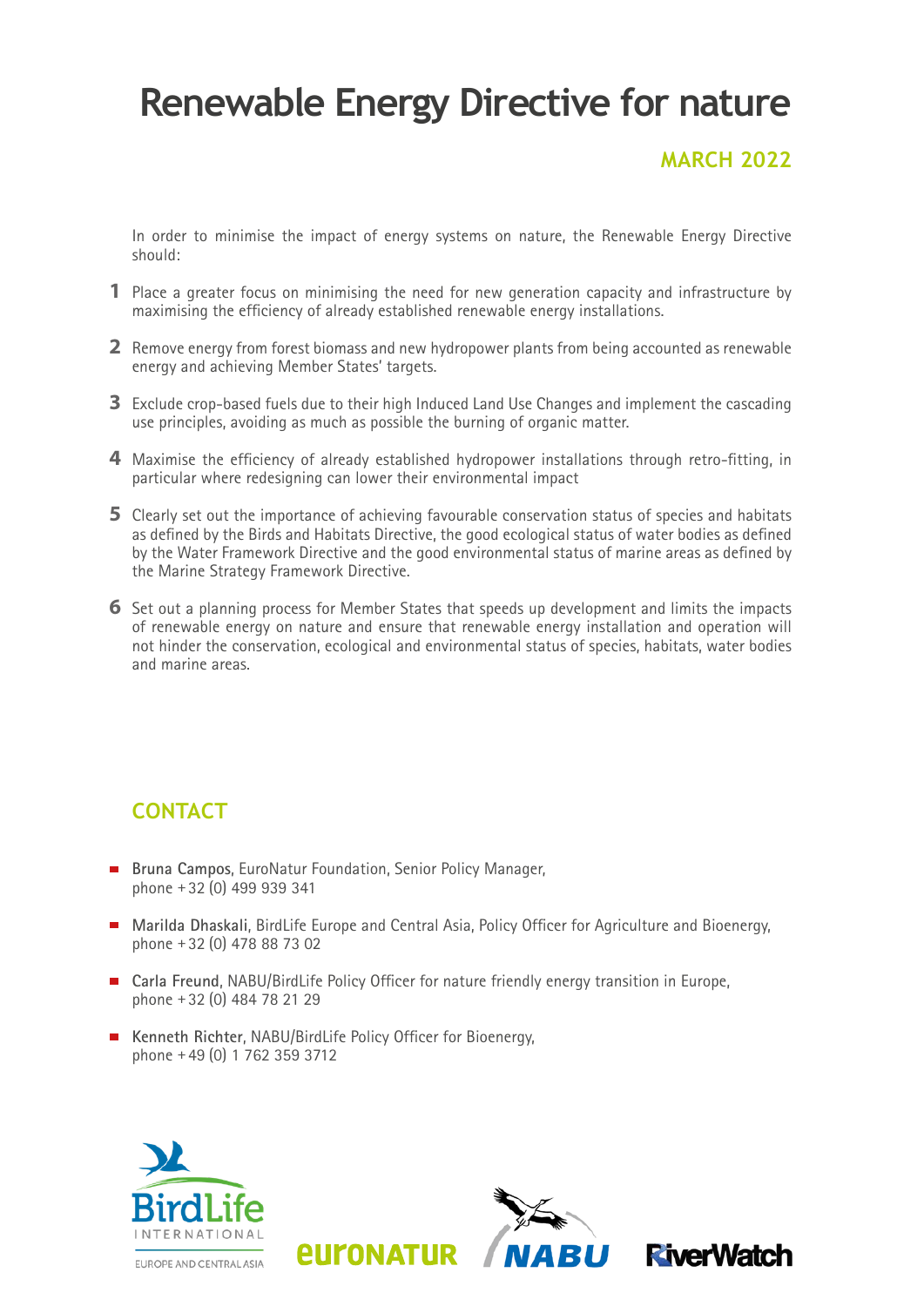# Renewable Energy Directive for nature

**MARCH 2022**

In order to minimise the impact of energy systems on nature, the Renewable Energy Directive should:

1. Place a greater focus on minimising the need for new generation capacity and infrastructure by maximising the efficiency of already established renewable energy installations.
2. Remove energy from forest biomass and new hydropower plants from being accounted as renewable energy and achieving Member States' targets.
3. Exclude crop-based fuels due to their high Induced Land Use Changes and implement the cascading use principles, avoiding as much as possible the burning of organic matter.
4. Maximise the efficiency of already established hydropower installations through retro-fitting, in particular where redesigning can lower their environmental impact
5. Clearly set out the importance of achieving favourable conservation status of species and habitats as defined by the Birds and Habitats Directive, the good ecological status of water bodies as defined by the Water Framework Directive and the good environmental status of marine areas as defined by the Marine Strategy Framework Directive.
6. Set out a planning process for Member States that speeds up development and limits the impacts of renewable energy on nature and ensure that renewable energy installation and operation will not hinder the conservation, ecological and environmental status of species, habitats, water bodies and marine areas.

## CONTACT

- **Bruna Campos**, EuroNatur Foundation, Senior Policy Manager, phone +32 (0) 499 939 341
- **Marilda Dhaskali**, BirdLife Europe and Central Asia, Policy Officer for Agriculture and Bioenergy, phone +32 (0) 478 88 73 02
- **Carla Freund**, NABU/BirdLife Policy Officer for nature friendly energy transition in Europe, phone +32 (0) 484 78 21 29
- **Kenneth Richter**, NABU/BirdLife Policy Officer for Bioenergy, phone +49 (0) 1 762 359 3712

BirdLife International – Europe and Central Asia · EuroNatur · NABU · RiverWatch